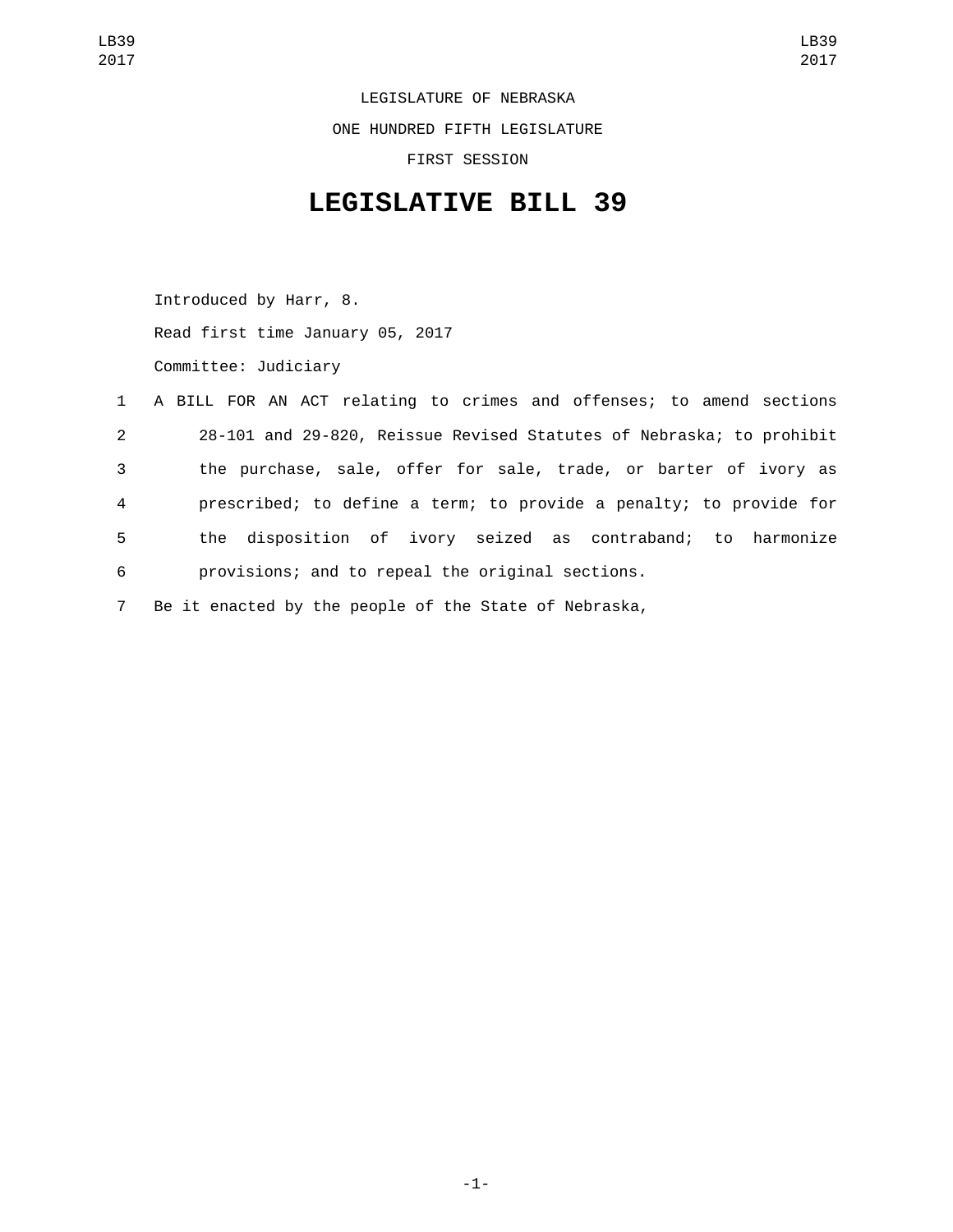LEGISLATURE OF NEBRASKA

ONE HUNDRED FIFTH LEGISLATURE

FIRST SESSION

# LEGISLATIVE BILL 39

Introduced by Harr, 8.

Read first time January 05, 2017

Committee: Judiciary

1 A BILL FOR AN ACT relating to crimes and offenses; to amend sections
2 28-101 and 29-820, Reissue Revised Statutes of Nebraska; to prohibit
3 the purchase, sale, offer for sale, trade, or barter of ivory as
4 prescribed; to define a term; to provide a penalty; to provide for
5 the disposition of ivory seized as contraband; to harmonize
6 provisions; and to repeal the original sections.
7 Be it enacted by the people of the State of Nebraska,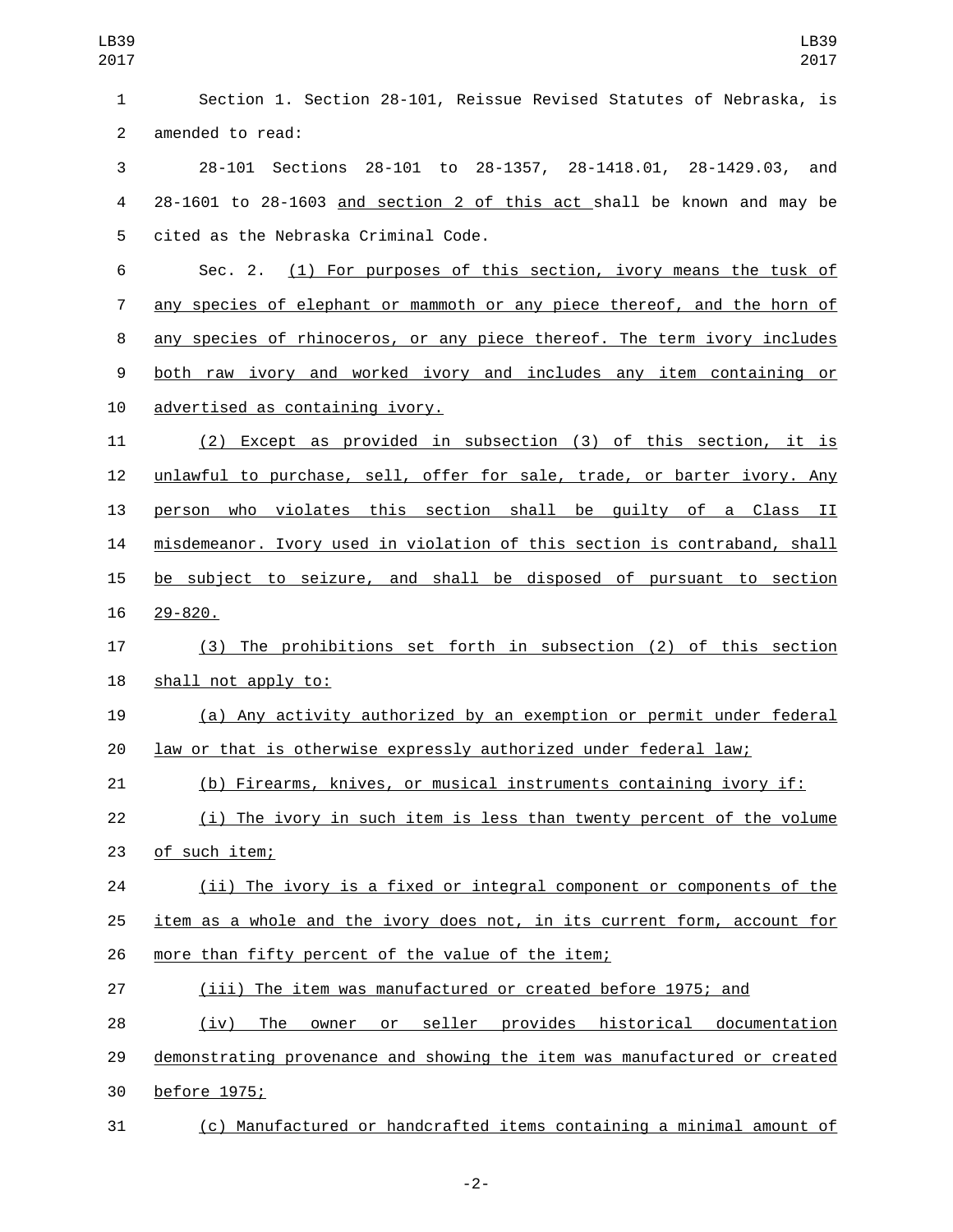Section 1. Section 28-101, Reissue Revised Statutes of Nebraska, is amended to read:

28-101 Sections 28-101 to 28-1357, 28-1418.01, 28-1429.03, and 28-1601 to 28-1603 <u>and section 2 of this act</u> shall be known and may be cited as the Nebraska Criminal Code.

Sec. 2. <u>(1) For purposes of this section, ivory means the tusk of any species of elephant or mammoth or any piece thereof, and the horn of any species of rhinoceros, or any piece thereof. The term ivory includes both raw ivory and worked ivory and includes any item containing or advertised as containing ivory.</u>

<u>(2) Except as provided in subsection (3) of this section, it is unlawful to purchase, sell, offer for sale, trade, or barter ivory. Any person who violates this section shall be guilty of a Class II misdemeanor. Ivory used in violation of this section is contraband, shall be subject to seizure, and shall be disposed of pursuant to section 29-820.</u>

<u>(3) The prohibitions set forth in subsection (2) of this section shall not apply to:</u>

<u>(a) Any activity authorized by an exemption or permit under federal law or that is otherwise expressly authorized under federal law;</u>

<u>(b) Firearms, knives, or musical instruments containing ivory if:</u>

<u>(i) The ivory in such item is less than twenty percent of the volume of such item;</u>

<u>(ii) The ivory is a fixed or integral component or components of the item as a whole and the ivory does not, in its current form, account for more than fifty percent of the value of the item;</u>

<u>(iii) The item was manufactured or created before 1975; and</u>

<u>(iv) The owner or seller provides historical documentation demonstrating provenance and showing the item was manufactured or created before 1975;</u>

<u>(c) Manufactured or handcrafted items containing a minimal amount of</u>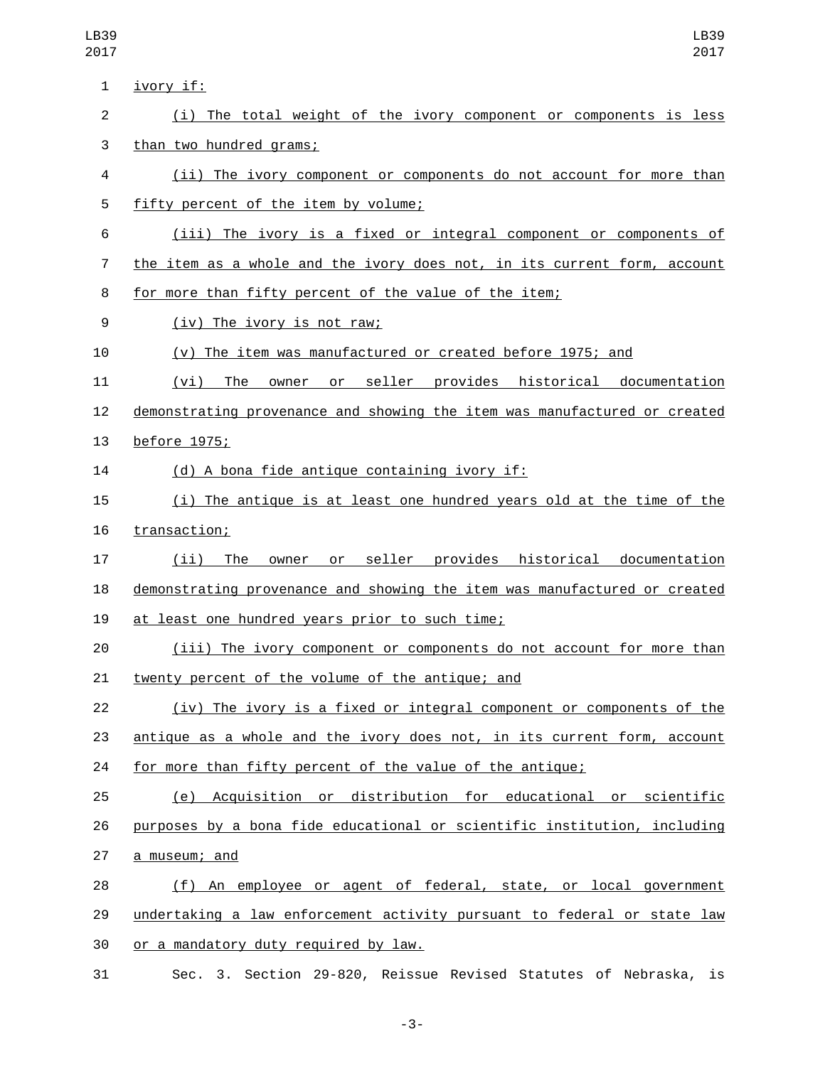ivory if:

(i) The total weight of the ivory component or components is less than two hundred grams;

(ii) The ivory component or components do not account for more than fifty percent of the item by volume;

(iii) The ivory is a fixed or integral component or components of the item as a whole and the ivory does not, in its current form, account for more than fifty percent of the value of the item;

(iv) The ivory is not raw;

(v) The item was manufactured or created before 1975; and

(vi) The owner or seller provides historical documentation demonstrating provenance and showing the item was manufactured or created before 1975;

(d) A bona fide antique containing ivory if:

(i) The antique is at least one hundred years old at the time of the transaction;

(ii) The owner or seller provides historical documentation demonstrating provenance and showing the item was manufactured or created at least one hundred years prior to such time;

(iii) The ivory component or components do not account for more than twenty percent of the volume of the antique; and

(iv) The ivory is a fixed or integral component or components of the antique as a whole and the ivory does not, in its current form, account for more than fifty percent of the value of the antique;

(e) Acquisition or distribution for educational or scientific purposes by a bona fide educational or scientific institution, including a museum; and

(f) An employee or agent of federal, state, or local government undertaking a law enforcement activity pursuant to federal or state law or a mandatory duty required by law.

Sec. 3. Section 29-820, Reissue Revised Statutes of Nebraska, is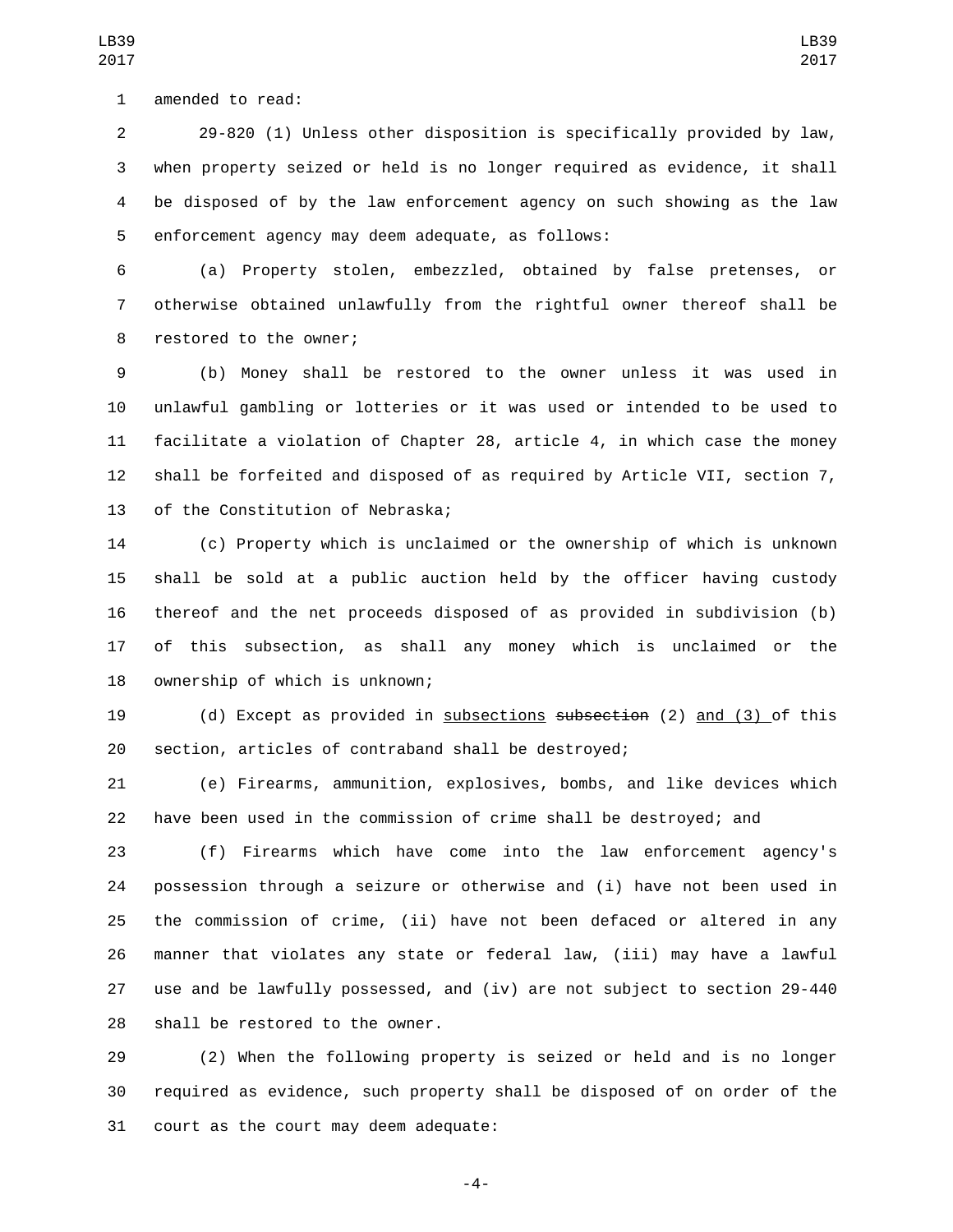amended to read:

29-820 (1) Unless other disposition is specifically provided by law, when property seized or held is no longer required as evidence, it shall be disposed of by the law enforcement agency on such showing as the law enforcement agency may deem adequate, as follows:

(a) Property stolen, embezzled, obtained by false pretenses, or otherwise obtained unlawfully from the rightful owner thereof shall be restored to the owner;

(b) Money shall be restored to the owner unless it was used in unlawful gambling or lotteries or it was used or intended to be used to facilitate a violation of Chapter 28, article 4, in which case the money shall be forfeited and disposed of as required by Article VII, section 7, of the Constitution of Nebraska;

(c) Property which is unclaimed or the ownership of which is unknown shall be sold at a public auction held by the officer having custody thereof and the net proceeds disposed of as provided in subdivision (b) of this subsection, as shall any money which is unclaimed or the ownership of which is unknown;

(d) Except as provided in <u>subsections</u> ~~subsection~~ (2) <u>and (3)</u> of this section, articles of contraband shall be destroyed;

(e) Firearms, ammunition, explosives, bombs, and like devices which have been used in the commission of crime shall be destroyed; and

(f) Firearms which have come into the law enforcement agency's possession through a seizure or otherwise and (i) have not been used in the commission of crime, (ii) have not been defaced or altered in any manner that violates any state or federal law, (iii) may have a lawful use and be lawfully possessed, and (iv) are not subject to section 29-440 shall be restored to the owner.

(2) When the following property is seized or held and is no longer required as evidence, such property shall be disposed of on order of the court as the court may deem adequate: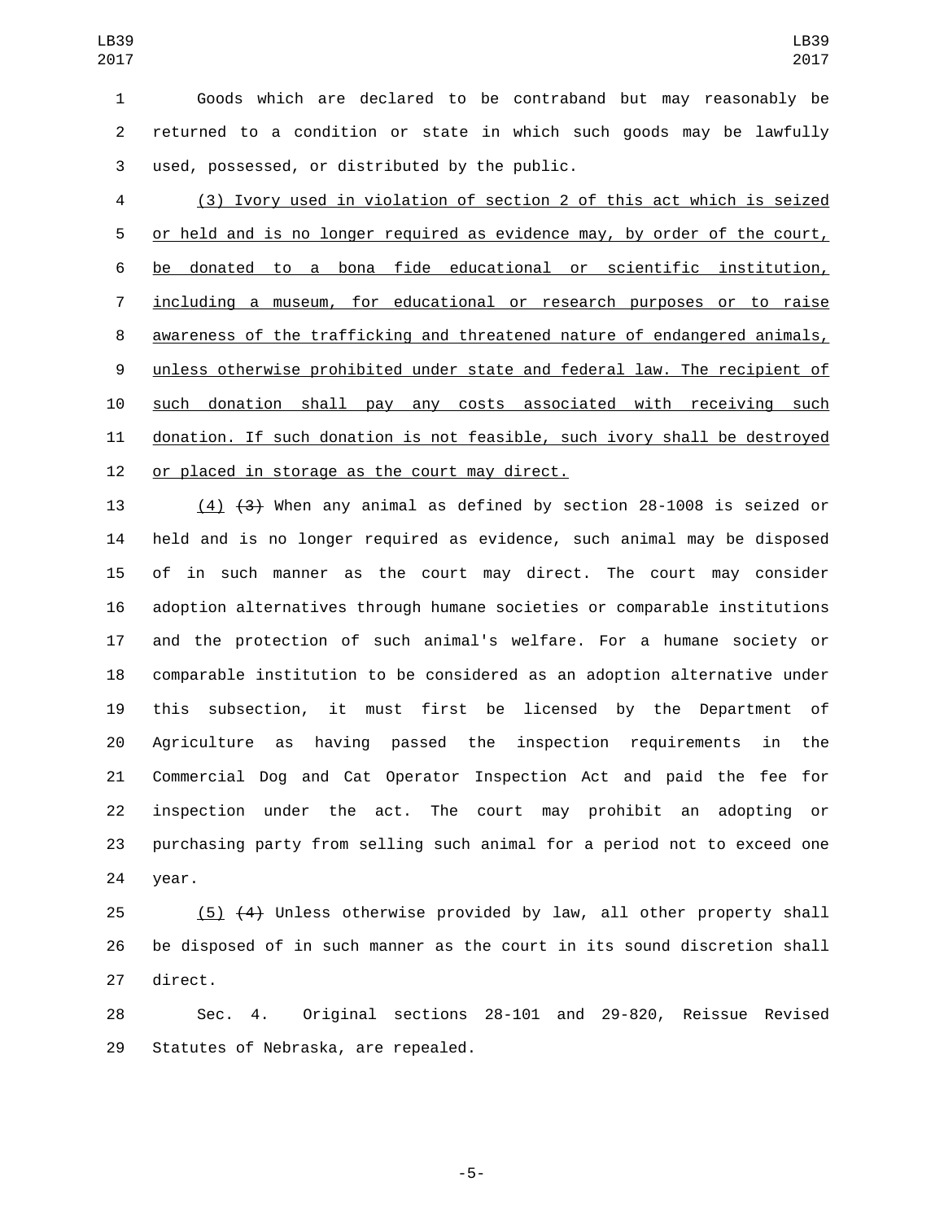Goods which are declared to be contraband but may reasonably be returned to a condition or state in which such goods may be lawfully used, possessed, or distributed by the public.

(3) Ivory used in violation of section 2 of this act which is seized or held and is no longer required as evidence may, by order of the court, be donated to a bona fide educational or scientific institution, including a museum, for educational or research purposes or to raise awareness of the trafficking and threatened nature of endangered animals, unless otherwise prohibited under state and federal law. The recipient of such donation shall pay any costs associated with receiving such donation. If such donation is not feasible, such ivory shall be destroyed or placed in storage as the court may direct.

(4) ~~(3)~~ When any animal as defined by section 28-1008 is seized or held and is no longer required as evidence, such animal may be disposed of in such manner as the court may direct. The court may consider adoption alternatives through humane societies or comparable institutions and the protection of such animal's welfare. For a humane society or comparable institution to be considered as an adoption alternative under this subsection, it must first be licensed by the Department of Agriculture as having passed the inspection requirements in the Commercial Dog and Cat Operator Inspection Act and paid the fee for inspection under the act. The court may prohibit an adopting or purchasing party from selling such animal for a period not to exceed one year.

(5) ~~(4)~~ Unless otherwise provided by law, all other property shall be disposed of in such manner as the court in its sound discretion shall direct.

Sec. 4. Original sections 28-101 and 29-820, Reissue Revised Statutes of Nebraska, are repealed.